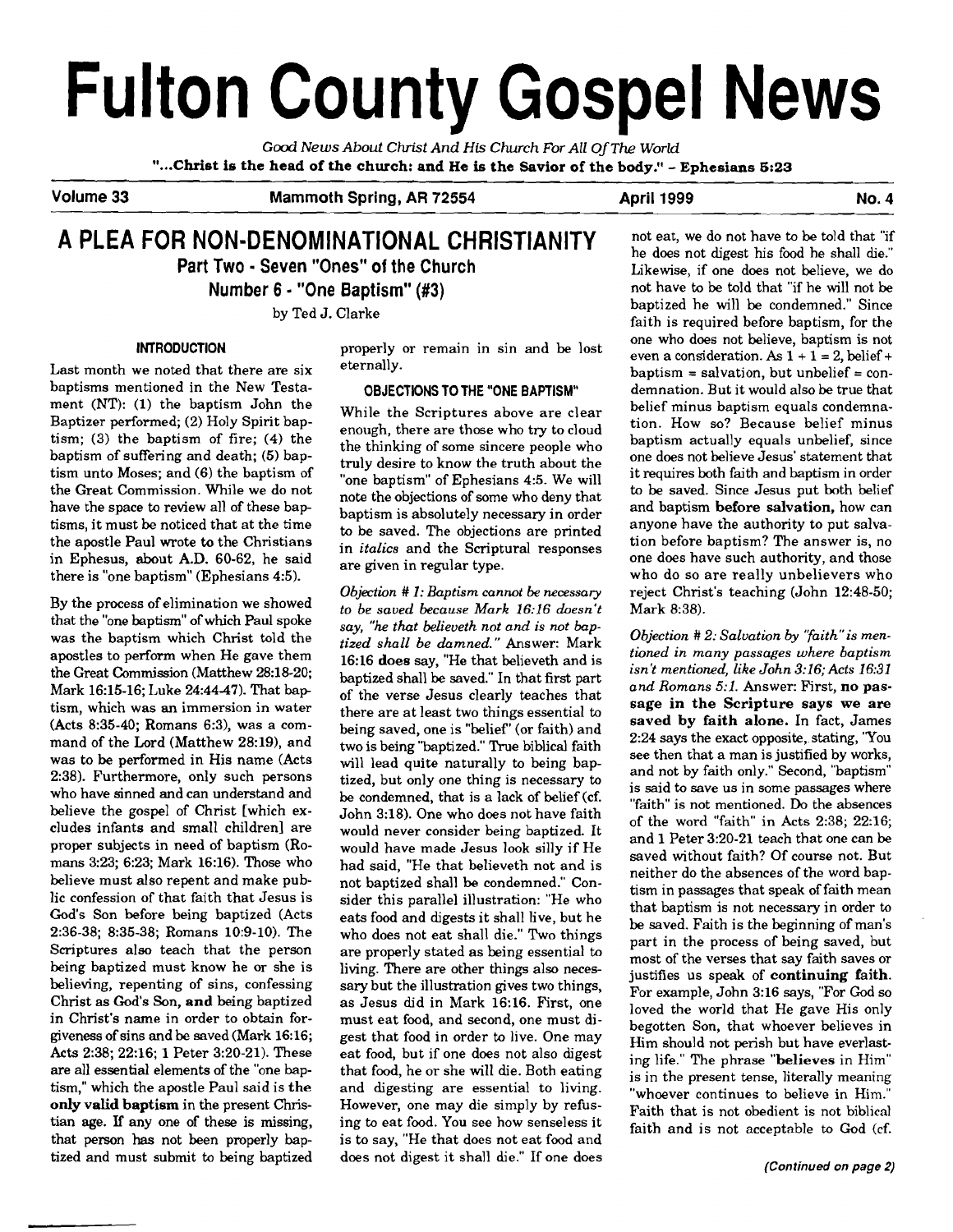# Fulton County Gospel News

*Good News About Christ And His Church For All Of The World*

**"...Christ is the head of the church: and He is the Savior of the body." - Ephesians 5:23**

**Volume 33 — Mammoth Spring, AR 72554 — April 1999 — No. 4**

## A PLEA FOR NON-DENOMINATIONAL CHRISTIANITY

### Part Two - Seven "Ones" of the Church

### Number 6 - "One Baptism" (#3)

by Ted J. Clarke

#### INTRODUCTION

Last month we noted that there are six baptisms mentioned in the New Testament (NT): (1) the baptism John the Baptizer performed; (2) Holy Spirit baptism; (3) the baptism of fire; (4) the baptism of suffering and death; (5) baptism unto Moses; and (6) the baptism of the Great Commission. While we do not have the space to review all of these baptisms, it must be noticed that at the time the apostle Paul wrote to the Christians in Ephesus, about A.D. 60-62, he said there is "one baptism" (Ephesians 4:5).

By the process of elimination we showed that the "one baptism" of which Paul spoke was the baptism which Christ told the apostles to perform when He gave them the Great Commission (Matthew 28:18-20; Mark 16:15-16; Luke 24:44-47). That baptism, which was an immersion in water (Acts 8:35-40; Romans 6:3), was a command of the Lord (Matthew 28:19), and was to be performed in His name (Acts 2:38). Furthermore, only such persons who have sinned and can understand and believe the gospel of Christ [which excludes infants and small children] are proper subjects in need of baptism (Romans 3:23; 6:23; Mark 16:16). Those who believe must also repent and make public confession of that faith that Jesus is God's Son before being baptized (Acts 2:36-38; 8:35-38; Romans 10:9-10). The Scriptures also teach that the person being baptized must know he or she is believing, repenting of sins, confessing Christ as God's Son, **and** being baptized in Christ's name in order to obtain forgiveness of sins and be saved (Mark 16:16; Acts 2:38; 22:16; 1 Peter 3:20-21). These are all essential elements of the "one baptism," which the apostle Paul said is the **only valid baptism** in the present Christian age. If any one of these is missing, that person has not been properly baptized and must submit to being baptized properly or remain in sin and be lost eternally.

#### OBJECTIONS TO THE "ONE BAPTISM"

While the Scriptures above are clear enough, there are those who try to cloud the thinking of some sincere people who truly desire to know the truth about the "one baptism" of Ephesians 4:5. We will note the objections of some who deny that baptism is absolutely necessary in order to be saved. The objections are printed in *italics* and the Scriptural responses are given in regular type.

*Objection # 1: Baptism cannot be necessary to be saved because Mark 16:16 doesn't say, "he that believeth not and is not baptized shall be damned."* Answer: Mark 16:16 **does** say, "He that believeth and is baptized shall be saved." In that first part of the verse Jesus clearly teaches that there are at least two things essential to being saved, one is "belief" (or faith) and two is being "baptized." True biblical faith will lead quite naturally to being baptized, but only one thing is necessary to be condemned, that is a lack of belief (cf. John 3:18). One who does not have faith would never consider being baptized. It would have made Jesus look silly if He had said, "He that believeth not and is not baptized shall be condemned." Consider this parallel illustration: "He who eats food and digests it shall live, but he who does not eat shall die." Two things are properly stated as being essential to living. There are other things also necessary but the illustration gives two things, as Jesus did in Mark 16:16. First, one must eat food, and second, one must digest that food in order to live. One may eat food, but if one does not also digest that food, he or she will die. Both eating and digesting are essential to living. However, one may die simply by refusing to eat food. You see how senseless it is to say, "He that does not eat food and does not digest it shall die." If one does not eat, we do not have to be told that "if he does not digest his food he shall die." Likewise, if one does not believe, we do not have to be told that "if he will not be baptized he will be condemned." Since faith is required before baptism, for the one who does not believe, baptism is not even a consideration. As 1 + 1 = 2, belief + baptism = salvation, but unbelief = condemnation. But it would also be true that belief minus baptism equals condemnation. How so? Because belief minus baptism actually equals unbelief, since one does not believe Jesus' statement that it requires both faith and baptism in order to be saved. Since Jesus put both belief and baptism **before salvation**, how can anyone have the authority to put salvation before baptism? The answer is, no one does have such authority, and those who do so are really unbelievers who reject Christ's teaching (John 12:48-50; Mark 8:38).

*Objection # 2: Salvation by "faith" is mentioned in many passages where baptism isn't mentioned, like John 3:16; Acts 16:31 and Romans 5:1.* Answer: First, **no passage in the Scripture says we are saved by faith alone.** In fact, James 2:24 says the exact opposite, stating, "You see then that a man is justified by works, and not by faith only." Second, "baptism" is said to save us in some passages where "faith" is not mentioned. Do the absences of the word "faith" in Acts 2:38; 22:16; and 1 Peter 3:20-21 teach that one can be saved without faith? Of course not. But neither do the absences of the word baptism in passages that speak of faith mean that baptism is not necessary in order to be saved. Faith is the beginning of man's part in the process of being saved, but most of the verses that say faith saves or justifies us speak of **continuing faith.** For example, John 3:16 says, "For God so loved the world that He gave His only begotten Son, that whoever believes in Him should not perish but have everlasting life." The phrase "**believes** in Him" is in the present tense, literally meaning "whoever continues to believe in Him." Faith that is not obedient is not biblical faith and is not acceptable to God (cf.

***(Continued on page 2)***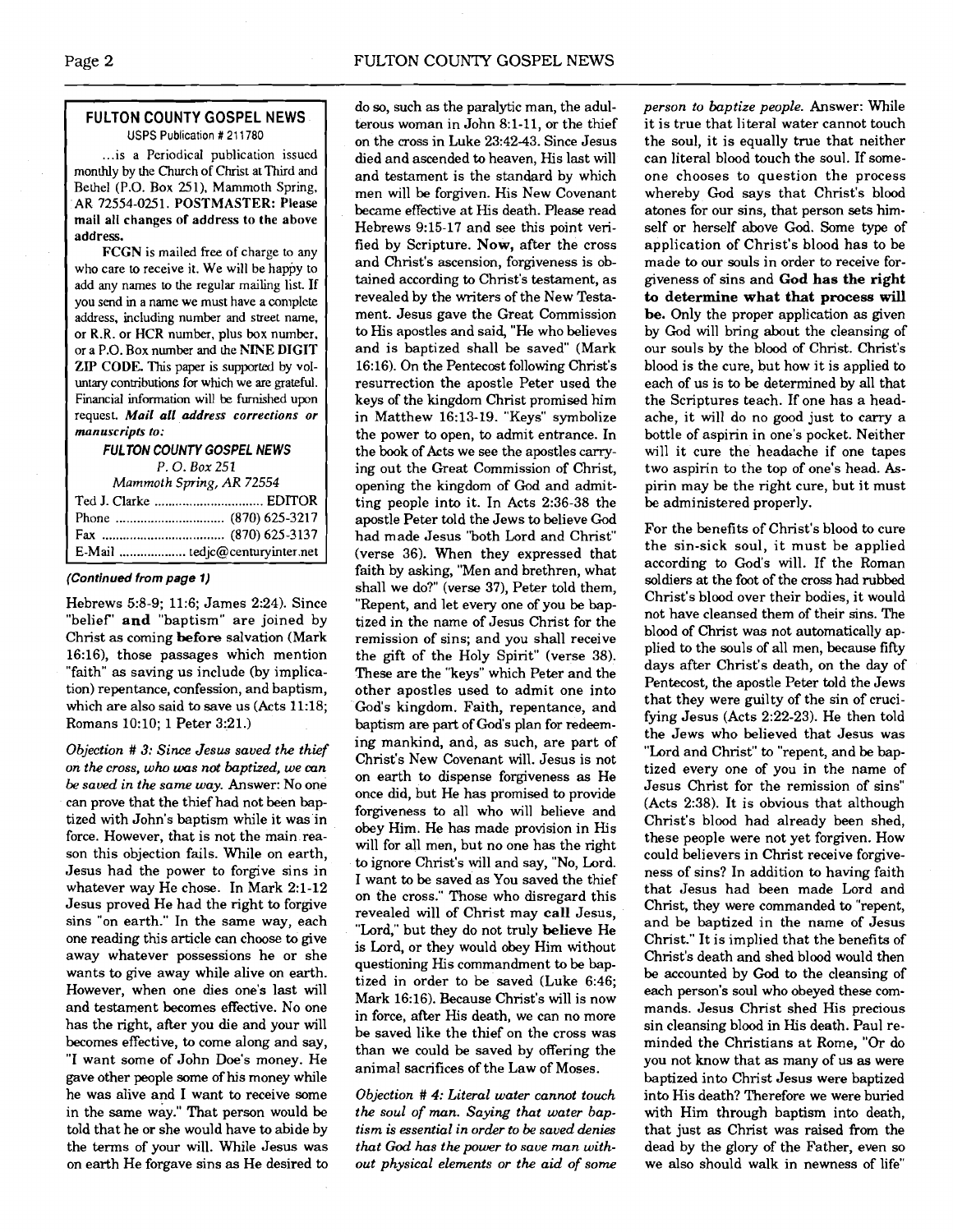## FULTON COUNTY GOSPEL NEWS

USPS Publication # 211780

...is a Periodical publication issued monthly by the Church of Christ at Third and Bethel (P.O. Box 251), Mammoth Spring, AR 72554-0251. **POSTMASTER: Please mail all changes of address to the above address.**

FCGN is mailed free of charge to any who care to receive it. We will be happy to add any names to the regular mailing list. If you send in a name we must have a complete address, including number and street name, or R.R. or HCR number, plus box number, or a P.O. Box number and the **NINE DIGIT ZIP CODE.** This paper is supported by voluntary contributions for which we are grateful. Financial information will be furnished upon request. ***Mail all address corrections or manuscripts to:***

***FULTON COUNTY GOSPEL NEWS***
*P. O. Box 251*
*Mammoth Spring, AR 72554*

Ted J. Clarke ............................... EDITOR
Phone ............................... (870) 625-3217
Fax ................................... (870) 625-3137
E-Mail .................... tedjc@centuryinter.net

***(Continued from page 1)***

Hebrews 5:8-9; 11:6; James 2:24). Since "belief" **and** "baptism" are joined by Christ as coming **before** salvation (Mark 16:16), those passages which mention "faith" as saving us include (by implication) repentance, confession, and baptism, which are also said to save us (Acts 11:18; Romans 10:10; 1 Peter 3:21.)

*Objection # 3: Since Jesus saved the thief on the cross, who was not baptized, we can be saved in the same way.* Answer: No one can prove that the thief had not been baptized with John's baptism while it was in force. However, that is not the main reason this objection fails. While on earth, Jesus had the power to forgive sins in whatever way He chose. In Mark 2:1-12 Jesus proved He had the right to forgive sins "on earth." In the same way, each one reading this article can choose to give away whatever possessions he or she wants to give away while alive on earth. However, when one dies one's last will and testament becomes effective. No one has the right, after you die and your will becomes effective, to come along and say, "I want some of John Doe's money. He gave other people some of his money while he was alive and I want to receive some in the same way." That person would be told that he or she would have to abide by the terms of your will. While Jesus was on earth He forgave sins as He desired to do so, such as the paralytic man, the adulterous woman in John 8:1-11, or the thief on the cross in Luke 23:42-43. Since Jesus died and ascended to heaven, His last will and testament is the standard by which men will be forgiven. His New Covenant became effective at His death. Please read Hebrews 9:15-17 and see this point verified by Scripture. **Now,** after the cross and Christ's ascension, forgiveness is obtained according to Christ's testament, as revealed by the writers of the New Testament. Jesus gave the Great Commission to His apostles and said, "He who believes and is baptized shall be saved" (Mark 16:16). On the Pentecost following Christ's resurrection the apostle Peter used the keys of the kingdom Christ promised him in Matthew 16:13-19. "Keys" symbolize the power to open, to admit entrance. In the book of Acts we see the apostles carrying out the Great Commission of Christ, opening the kingdom of God and admitting people into it. In Acts 2:36-38 the apostle Peter told the Jews to believe God had made Jesus "both Lord and Christ" (verse 36). When they expressed that faith by asking, "Men and brethren, what shall we do?" (verse 37), Peter told them, "Repent, and let every one of you be baptized in the name of Jesus Christ for the remission of sins; and you shall receive the gift of the Holy Spirit" (verse 38). These are the "keys" which Peter and the other apostles used to admit one into God's kingdom. Faith, repentance, and baptism are part of God's plan for redeeming mankind, and, as such, are part of Christ's New Covenant will. Jesus is not on earth to dispense forgiveness as He once did, but He has promised to provide forgiveness to all who will believe and obey Him. He has made provision in His will for all men, but no one has the right to ignore Christ's will and say, "No, Lord. I want to be saved as You saved the thief on the cross." Those who disregard this revealed will of Christ may **call** Jesus, "Lord," but they do not truly **believe** He is Lord, or they would obey Him without questioning His commandment to be baptized in order to be saved (Luke 6:46; Mark 16:16). Because Christ's will is now in force, after His death, we can no more be saved like the thief on the cross was than we could be saved by offering the animal sacrifices of the Law of Moses.

*Objection # 4: Literal water cannot touch the soul of man. Saying that water baptism is essential in order to be saved denies that God has the power to save man without physical elements or the aid of some person to baptize people.* Answer: While it is true that literal water cannot touch the soul, it is equally true that neither can literal blood touch the soul. If someone chooses to question the process whereby God says that Christ's blood atones for our sins, that person sets himself or herself above God. Some type of application of Christ's blood has to be made to our souls in order to receive forgiveness of sins and **God has the right to determine what that process will be.** Only the proper application as given by God will bring about the cleansing of our souls by the blood of Christ. Christ's blood is the cure, but how it is applied to each of us is to be determined by all that the Scriptures teach. If one has a headache, it will do no good just to carry a bottle of aspirin in one's pocket. Neither will it cure the headache if one tapes two aspirin to the top of one's head. Aspirin may be the right cure, but it must be administered properly.

For the benefits of Christ's blood to cure the sin-sick soul, it must be applied according to God's will. If the Roman soldiers at the foot of the cross had rubbed Christ's blood over their bodies, it would not have cleansed them of their sins. The blood of Christ was not automatically applied to the souls of all men, because fifty days after Christ's death, on the day of Pentecost, the apostle Peter told the Jews that they were guilty of the sin of crucifying Jesus (Acts 2:22-23). He then told the Jews who believed that Jesus was "Lord and Christ" to "repent, and be baptized every one of you in the name of Jesus Christ for the remission of sins" (Acts 2:38). It is obvious that although Christ's blood had already been shed, these people were not yet forgiven. How could believers in Christ receive forgiveness of sins? In addition to having faith that Jesus had been made Lord and Christ, they were commanded to "repent, and be baptized in the name of Jesus Christ." It is implied that the benefits of Christ's death and shed blood would then be accounted by God to the cleansing of each person's soul who obeyed these commands. Jesus Christ shed His precious sin cleansing blood in His death. Paul reminded the Christians at Rome, "Or do you not know that as many of us as were baptized into Christ Jesus were baptized into His death? Therefore we were buried with Him through baptism into death, that just as Christ was raised from the dead by the glory of the Father, even so we also should walk in newness of life"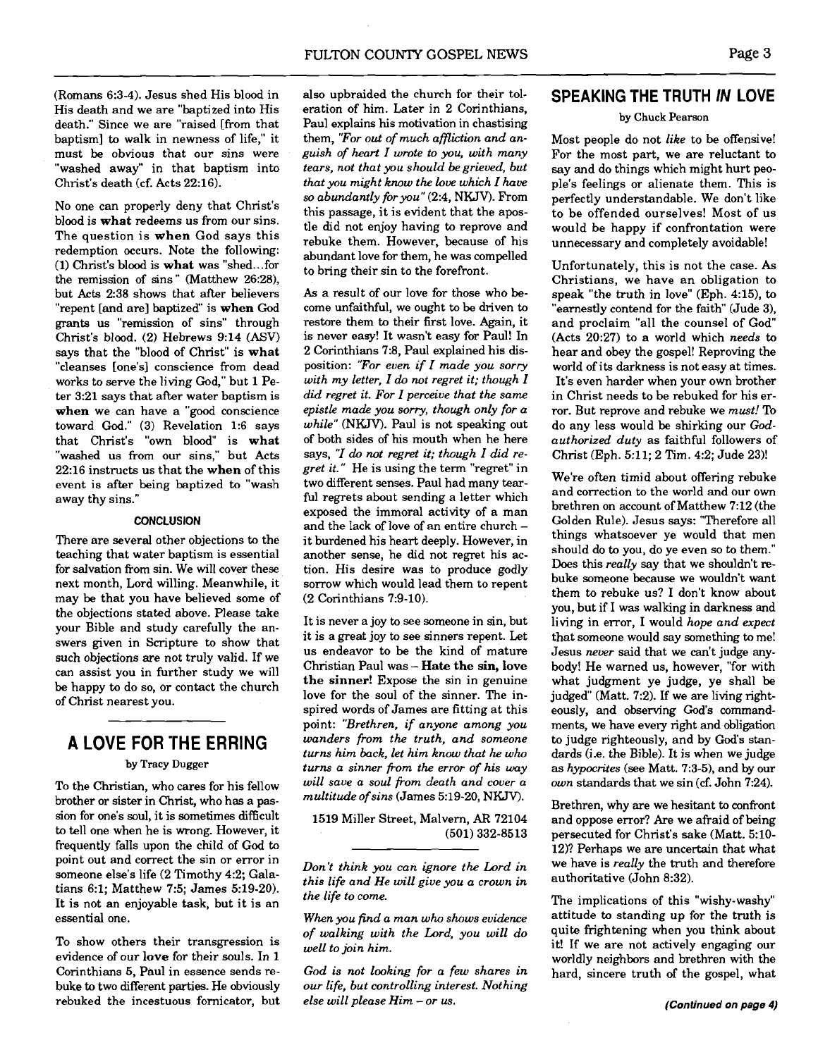(Romans 6:3-4). Jesus shed His blood in His death and we are "baptized into His death." Since we are "raised [from that baptism] to walk in newness of life," it must be obvious that our sins were "washed away" in that baptism into Christ's death (cf. Acts 22:16).

No one can properly deny that Christ's blood is **what** redeems us from our sins. The question is **when** God says this redemption occurs. Note the following: (1) Christ's blood is **what** was "shed...for the remission of sins" (Matthew 26:28), but Acts 2:38 shows that after believers "repent [and are] baptized" is **when** God grants us "remission of sins" through Christ's blood. (2) Hebrews 9:14 (ASV) says that the "blood of Christ" is **what** "cleanses [one's] conscience from dead works to serve the living God," but 1 Peter 3:21 says that after water baptism is **when** we can have a "good conscience toward God." (3) Revelation 1:6 says that Christ's "own blood" is **what** "washed us from our sins," but Acts 22:16 instructs us that the **when** of this event is after being baptized to "wash away thy sins."

#### CONCLUSION

There are several other objections to the teaching that water baptism is essential for salvation from sin. We will cover these next month, Lord willing. Meanwhile, it may be that you have believed some of the objections stated above. Please take your Bible and study carefully the answers given in Scripture to show that such objections are not truly valid. If we can assist you in further study we will be happy to do so, or contact the church of Christ nearest you.

## A LOVE FOR THE ERRING

by Tracy Dugger

To the Christian, who cares for his fellow brother or sister in Christ, who has a passion for one's soul, it is sometimes difficult to tell one when he is wrong. However, it frequently falls upon the child of God to point out and correct the sin or error in someone else's life (2 Timothy 4:2; Galatians 6:1; Matthew 7:5; James 5:19-20). It is not an enjoyable task, but it is an essential one.

To show others their transgression is evidence of our **love** for their souls. In 1 Corinthians 5, Paul in essence sends rebuke to two different parties. He obviously rebuked the incestuous fornicator, but also upbraided the church for their toleration of him. Later in 2 Corinthians, Paul explains his motivation in chastising them, *"For out of much affliction and anguish of heart I wrote to you, with many tears, not that you should be grieved, but that you might know the love which I have so abundantly for you"* (2:4, NKJV). From this passage, it is evident that the apostle did not enjoy having to reprove and rebuke them. However, because of his abundant love for them, he was compelled to bring their sin to the forefront.

As a result of our love for those who become unfaithful, we ought to be driven to restore them to their first love. Again, it is never easy! It wasn't easy for Paul! In 2 Corinthians 7:8, Paul explained his disposition: *"For even if I made you sorry with my letter, I do not regret it; though I did regret it. For I perceive that the same epistle made you sorry, though only for a while"* (NKJV). Paul is not speaking out of both sides of his mouth when he here says, *"I do not regret it; though I did regret it."* He is using the term "regret" in two different senses. Paul had many tearful regrets about sending a letter which exposed the immoral activity of a man and the lack of love of an entire church – it burdened his heart deeply. However, in another sense, he did not regret his action. His desire was to produce godly sorrow which would lead them to repent (2 Corinthians 7:9-10).

It is never a joy to see someone in sin, but it is a great joy to see sinners repent. Let us endeavor to be the kind of mature Christian Paul was – **Hate the sin, love the sinner!** Expose the sin in genuine love for the soul of the sinner. The inspired words of James are fitting at this point: *"Brethren, if anyone among you wanders from the truth, and someone turns him back, let him know that he who turns a sinner from the error of his way will save a soul from death and cover a multitude of sins* (James 5:19-20, NKJV).

1519 Miller Street, Malvern, AR 72104
(501) 332-8513

---

*Don't think you can ignore the Lord in this life and He will give you a crown in the life to come.*

*When you find a man who shows evidence of walking with the Lord, you will do well to join him.*

*God is not looking for a few shares in our life, but controlling interest. Nothing else will please Him – or us.*

## SPEAKING THE TRUTH *IN* LOVE

by Chuck Pearson

Most people do not *like* to be offensive! For the most part, we are reluctant to say and do things which might hurt people's feelings or alienate them. This is perfectly understandable. We don't like to be offended ourselves! Most of us would be happy if confrontation were unnecessary and completely avoidable!

Unfortunately, this is not the case. As Christians, we have an obligation to speak "the truth in love" (Eph. 4:15), to "earnestly contend for the faith" (Jude 3), and proclaim "all the counsel of God" (Acts 20:27) to a world which *needs* to hear and obey the gospel! Reproving the world of its darkness is not easy at times. It's even harder when your own brother in Christ needs to be rebuked for his error. But reprove and rebuke we *must!* To do any less would be shirking our *God-authorized duty* as faithful followers of Christ (Eph. 5:11; 2 Tim. 4:2; Jude 23)!

We're often timid about offering rebuke and correction to the world and our own brethren on account of Matthew 7:12 (the Golden Rule). Jesus says: "Therefore all things whatsoever ye would that men should do to you, do ye even so to them." Does this *really* say that we shouldn't rebuke someone because we wouldn't want them to rebuke us? I don't know about you, but if I was walking in darkness and living in error, I would *hope and expect* that someone would say something to me! Jesus *never* said that we can't judge anybody! He warned us, however, "for with what judgment ye judge, ye shall be judged" (Matt. 7:2). If we are living righteously, and observing God's commandments, we have every right and obligation to judge righteously, and by God's standards (i.e. the Bible). It is when we judge as *hypocrites* (see Matt. 7:3-5), and by our *own* standards that we sin (cf. John 7:24).

Brethren, why are we hesitant to confront and oppose error? Are we afraid of being persecuted for Christ's sake (Matt. 5:10-12)? Perhaps we are uncertain that what we have is *really* the truth and therefore authoritative (John 8:32).

The implications of this "wishy-washy" attitude to standing up for the truth is quite frightening when you think about it! If we are not actively engaging our worldly neighbors and brethren with the hard, sincere truth of the gospel, what

***(Continued on page 4)***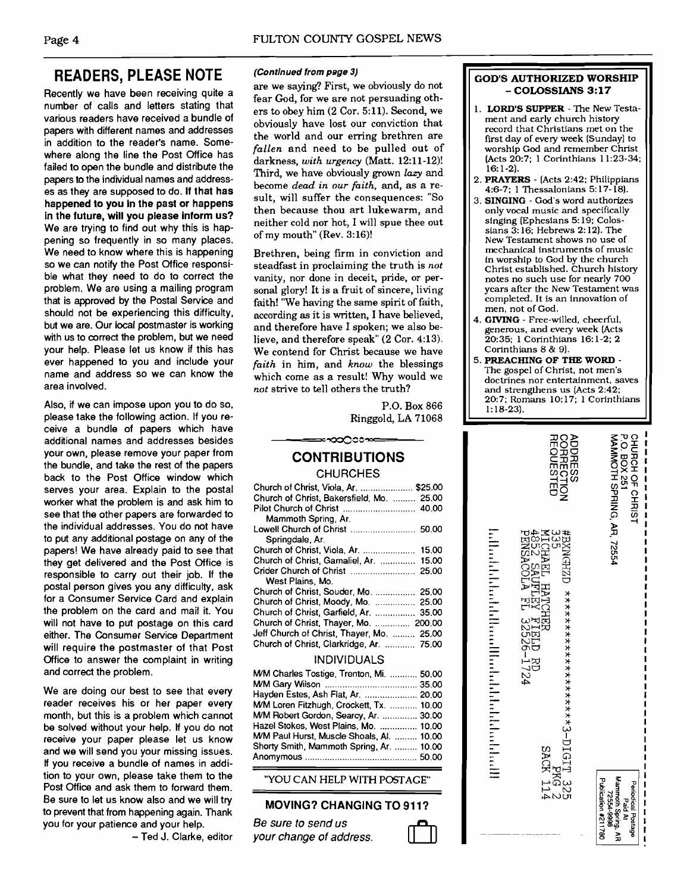## READERS, PLEASE NOTE

Recently we have been receiving quite a number of calls and letters stating that various readers have received a bundle of papers with different names and addresses in addition to the reader's name. Somewhere along the line the Post Office has failed to open the bundle and distribute the papers to the individual names and addresses as they are supposed to do. **If that has happened to you in the past or happens in the future, will you please inform us?** We are trying to find out why this is happening so frequently in so many places. We need to know where this is happening so we can notify the Post Office responsible what they need to do to correct the problem. We are using a mailing program that is approved by the Postal Service and should not be experiencing this difficulty, but we are. Our local postmaster is working with us to correct the problem, but we need your help. Please let us know if this has ever happened to you and include your name and address so we can know the area involved.

Also, if we can impose upon you to do so, please take the following action. If you receive a bundle of papers which have additional names and addresses besides your own, please remove your paper from the bundle, and take the rest of the papers back to the Post Office window which serves your area. Explain to the postal worker what the problem is and ask him to see that the other papers are forwarded to the individual addresses. You do not have to put any additional postage on any of the papers! We have already paid to see that they get delivered and the Post Office is responsible to carry out their job. If the postal person gives you any difficulty, ask for a Consumer Service Card and explain the problem on the card and mail it. You will not have to put postage on this card either. The Consumer Service Department will require the postmaster of that Post Office to answer the complaint in writing and correct the problem.

We are doing our best to see that every reader receives his or her paper every month, but this is a problem which cannot be solved without your help. If you do not receive your paper please let us know and we will send you your missing issues. If you receive a bundle of names in addition to your own, please take them to the Post Office and ask them to forward them. Be sure to let us know also and we will try to prevent that from happening again. Thank you for your patience and your help.

– Ted J. Clarke, editor

*(Continued from page 3)*

are we saying? First, we obviously do not fear God, for we are not persuading others to obey him (2 Cor. 5:11). Second, we obviously have lost our conviction that the world and our erring brethren are *fallen* and need to be pulled out of darkness, *with urgency* (Matt. 12:11-12)! Third, we have obviously grown *lazy* and become *dead in our faith,* and, as a result, will suffer the consequences: "So then because thou art lukewarm, and neither cold nor hot, I will spue thee out of my mouth" (Rev. 3:16)!

Brethren, being firm in conviction and steadfast in proclaiming the truth is *not* vanity, nor done in deceit, pride, or personal glory! It is a fruit of sincere, living faith! "We having the same spirit of faith, according as it is written, I have believed, and therefore have I spoken; we also believe, and therefore speak" (2 Cor. 4:13). We contend for Christ because we have *faith* in him, and *know* the blessings which come as a result! Why would we *not* strive to tell others the truth?

P.O. Box 866
Ringgold, LA 71068

## CONTRIBUTIONS

### CHURCHES

| | |
|---|---|
| Church of Christ, Viola, Ar. | $25.00 |
| Church of Christ, Bakersfield, Mo. | 25.00 |
| Pilot Church of Christ, Mammoth Spring, Ar. | 40.00 |
| Lowell Church of Christ, Springdale, Ar. | 50.00 |
| Church of Christ, Viola, Ar. | 15.00 |
| Church of Christ, Gamaliel, Ar. | 15.00 |
| Crider Church of Christ, West Plains, Mo. | 25.00 |
| Church of Christ, Souder, Mo. | 25.00 |
| Church of Christ, Moody, Mo. | 25.00 |
| Church of Christ, Garfield, Ar. | 35.00 |
| Church of Christ, Thayer, Mo. | 200.00 |
| Jeff Church of Christ, Thayer, Mo. | 25.00 |
| Church of Christ, Clarkridge, Ar. | 75.00 |

### INDIVIDUALS

| | |
|---|---|
| M/M Charles Tostige, Trenton, Mi. | 50.00 |
| M/M Gary Wilson | 35.00 |
| Hayden Estes, Ash Flat, Ar. | 20.00 |
| M/M Loren Fitzhugh, Crockett, Tx. | 10.00 |
| M/M Robert Gordon, Searcy, Ar. | 30.00 |
| Hazel Stokes, West Plains, Mo. | 10.00 |
| M/M Paul Hurst, Muscle Shoals, Al. | 10.00 |
| Shorty Smith, Mammoth Spring, Ar. | 10.00 |
| Anomymous | 50.00 |

"YOU CAN HELP WITH POSTAGE"

### MOVING? CHANGING TO 911?

*Be sure to send us your change of address.*

## GOD'S AUTHORIZED WORSHIP – COLOSSIANS 3:17

1. **LORD'S SUPPER** - The New Testament and early church history record that Christians met on the first day of every week (Sunday) to worship God and remember Christ (Acts 20:7; 1 Corinthians 11:23-34; 16:1-2).
2. **PRAYERS** - (Acts 2:42; Philippians 4:6-7; 1 Thessalonians 5:17-18).
3. **SINGING** - God's word authorizes only vocal music and specifically singing (Ephesians 5:19; Colossians 3:16; Hebrews 2:12). The New Testament shows no use of mechanical instruments of music in worship to God by the church Christ established. Church history notes no such use for nearly 700 years after the New Testament was completed. It is an innovation of men, not of God.
4. **GIVING** - Free-willed, cheerful, generous, and every week (Acts 20:35; 1 Corinthians 16:1-2; 2 Corinthians 8 & 9).
5. **PREACHING OF THE WORD** - The gospel of Christ, not men's doctrines nor entertainment, saves and strengthens us (Acts 2:42; 20:7; Romans 10:17; 1 Corinthians 1:18-23).

CHURCH OF CHRIST
P.O. BOX 251
MAMMOTH SPRING, AR 72554

ADDRESS CORRECTION REQUESTED

Periodical Postage Paid At Mammoth Spring, AR 72554-9998
Publication #211780

#BXNGHZD ******************3-DIGIT 325
335
MICHAEL HATCHER
4852 SAUFLEY FIELD RD
PENSACOLA FL 32526-1724
PKG 2
SACK 114